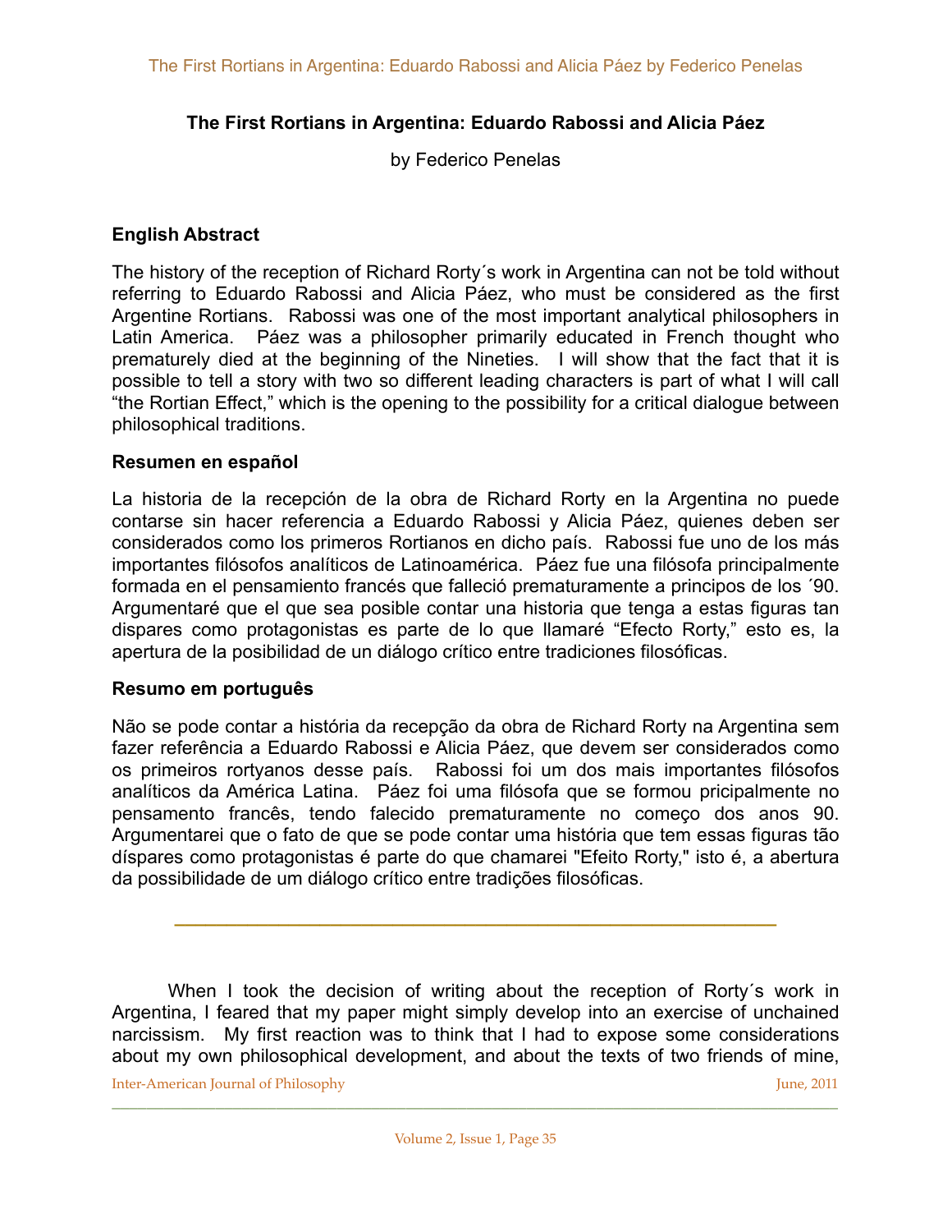# The First Rortians in Argentina: Eduardo Rabossi and Alicia Páez

by Federico Penelas

### English Abstract

The history of the reception of Richard Rorty´s work in Argentina can not be told without referring to Eduardo Rabossi and Alicia Páez, who must be considered as the first Argentine Rortians. Rabossi was one of the most important analytical philosophers in Latin America. Páez was a philosopher primarily educated in French thought who prematurely died at the beginning of the Nineties. I will show that the fact that it is possible to tell a story with two so different leading characters is part of what I will call "the Rortian Effect," which is the opening to the possibility for a critical dialogue between philosophical traditions.

### Resumen en español

La historia de la recepción de la obra de Richard Rorty en la Argentina no puede contarse sin hacer referencia a Eduardo Rabossi y Alicia Páez, quienes deben ser considerados como los primeros Rortianos en dicho país. Rabossi fue uno de los más importantes filósofos analíticos de Latinoamérica. Páez fue una filósofa principalmente formada en el pensamiento francés que falleció prematuramente a principos de los ´90. Argumentaré que el que sea posible contar una historia que tenga a estas figuras tan dispares como protagonistas es parte de lo que llamaré "Efecto Rorty," esto es, la apertura de la posibilidad de un diálogo crítico entre tradiciones filosóficas.

### Resumo em português

Não se pode contar a história da recepção da obra de Richard Rorty na Argentina sem fazer referência a Eduardo Rabossi e Alicia Páez, que devem ser considerados como os primeiros rortyanos desse país. Rabossi foi um dos mais importantes filósofos analíticos da América Latina. Páez foi uma filósofa que se formou pricipalmente no pensamento francês, tendo falecido prematuramente no começo dos anos 90. Argumentarei que o fato de que se pode contar uma história que tem essas figuras tão díspares como protagonistas é parte do que chamarei "Efeito Rorty," isto é, a abertura da possibilidade de um diálogo crítico entre tradições filosóficas.

---

When I took the decision of writing about the reception of Rorty´s work in Argentina, I feared that my paper might simply develop into an exercise of unchained narcissism. My first reaction was to think that I had to expose some considerations about my own philosophical development, and about the texts of two friends of mine,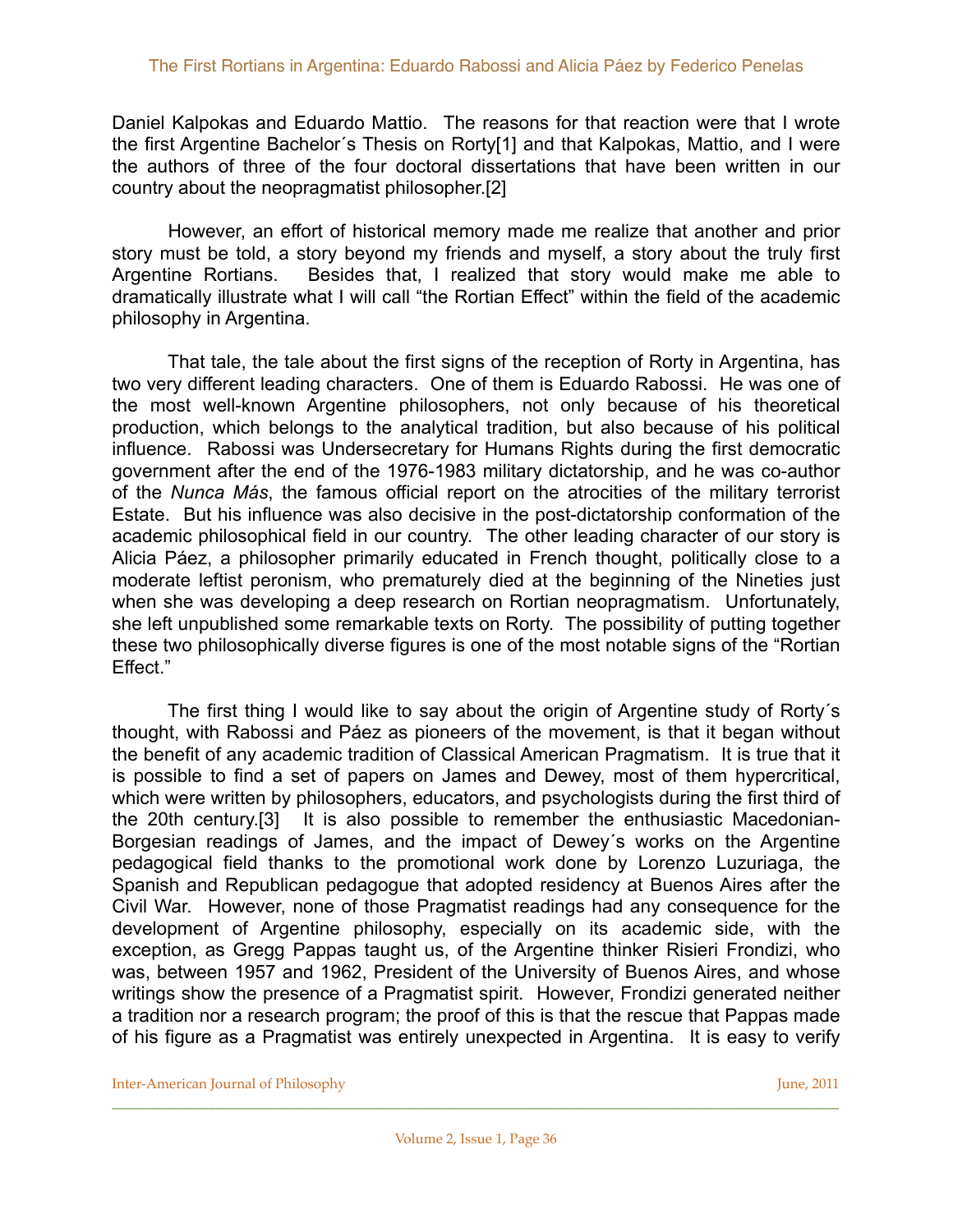Daniel Kalpokas and Eduardo Mattio. The reasons for that reaction were that I wrote the first Argentine Bachelor´s Thesis on Rorty[1] and that Kalpokas, Mattio, and I were the authors of three of the four doctoral dissertations that have been written in our country about the neopragmatist philosopher.[2]

However, an effort of historical memory made me realize that another and prior story must be told, a story beyond my friends and myself, a story about the truly first Argentine Rortians. Besides that, I realized that story would make me able to dramatically illustrate what I will call "the Rortian Effect" within the field of the academic philosophy in Argentina.

That tale, the tale about the first signs of the reception of Rorty in Argentina, has two very different leading characters. One of them is Eduardo Rabossi. He was one of the most well-known Argentine philosophers, not only because of his theoretical production, which belongs to the analytical tradition, but also because of his political influence. Rabossi was Undersecretary for Humans Rights during the first democratic government after the end of the 1976-1983 military dictatorship, and he was co-author of the *Nunca Más*, the famous official report on the atrocities of the military terrorist Estate. But his influence was also decisive in the post-dictatorship conformation of the academic philosophical field in our country. The other leading character of our story is Alicia Páez, a philosopher primarily educated in French thought, politically close to a moderate leftist peronism, who prematurely died at the beginning of the Nineties just when she was developing a deep research on Rortian neopragmatism. Unfortunately, she left unpublished some remarkable texts on Rorty. The possibility of putting together these two philosophically diverse figures is one of the most notable signs of the "Rortian Effect."

The first thing I would like to say about the origin of Argentine study of Rorty´s thought, with Rabossi and Páez as pioneers of the movement, is that it began without the benefit of any academic tradition of Classical American Pragmatism. It is true that it is possible to find a set of papers on James and Dewey, most of them hypercritical, which were written by philosophers, educators, and psychologists during the first third of the 20th century.[3] It is also possible to remember the enthusiastic Macedonian-Borgesian readings of James, and the impact of Dewey´s works on the Argentine pedagogical field thanks to the promotional work done by Lorenzo Luzuriaga, the Spanish and Republican pedagogue that adopted residency at Buenos Aires after the Civil War. However, none of those Pragmatist readings had any consequence for the development of Argentine philosophy, especially on its academic side, with the exception, as Gregg Pappas taught us, of the Argentine thinker Risieri Frondizi, who was, between 1957 and 1962, President of the University of Buenos Aires, and whose writings show the presence of a Pragmatist spirit. However, Frondizi generated neither a tradition nor a research program; the proof of this is that the rescue that Pappas made of his figure as a Pragmatist was entirely unexpected in Argentina. It is easy to verify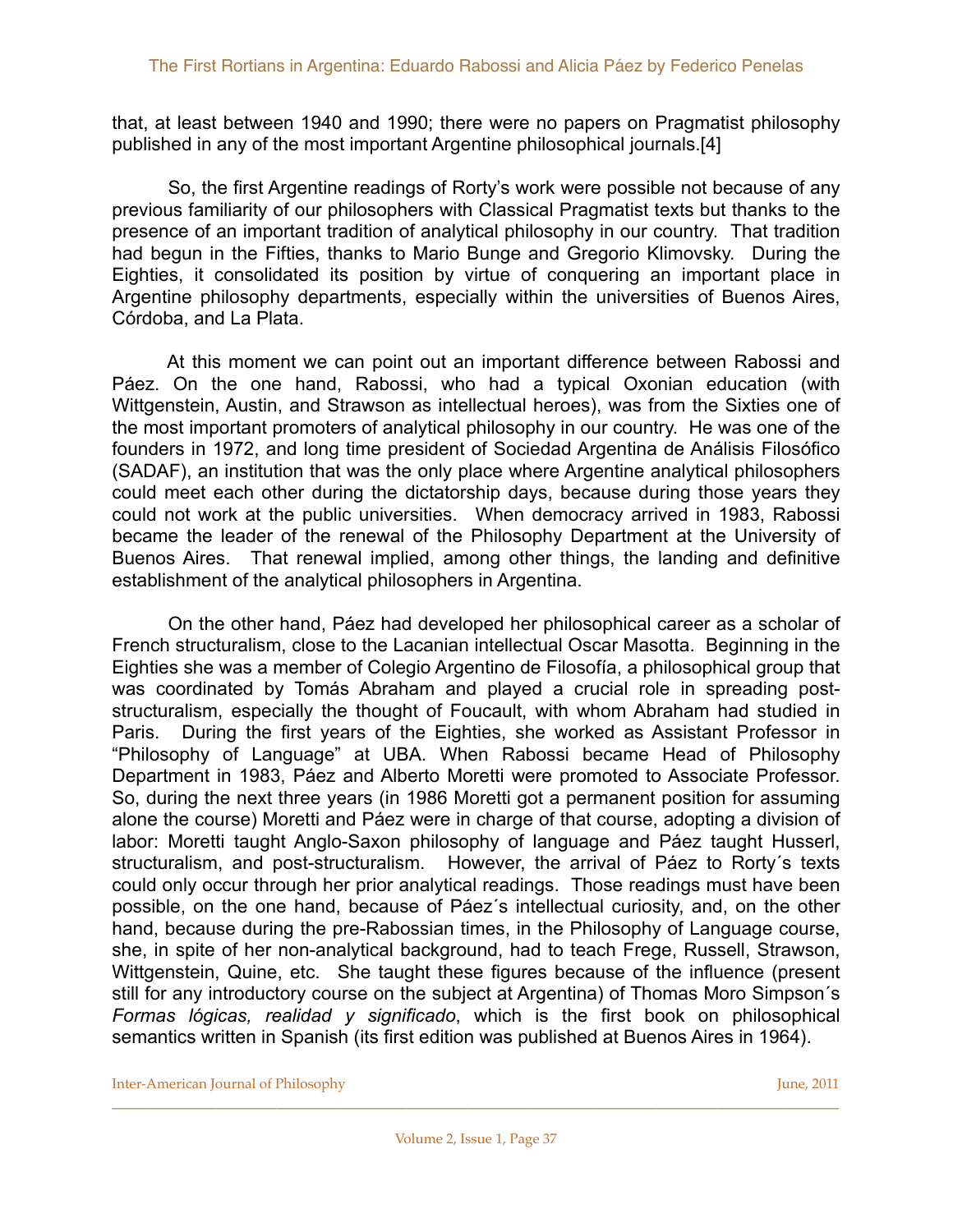that, at least between 1940 and 1990; there were no papers on Pragmatist philosophy published in any of the most important Argentine philosophical journals.[4]

So, the first Argentine readings of Rorty's work were possible not because of any previous familiarity of our philosophers with Classical Pragmatist texts but thanks to the presence of an important tradition of analytical philosophy in our country. That tradition had begun in the Fifties, thanks to Mario Bunge and Gregorio Klimovsky. During the Eighties, it consolidated its position by virtue of conquering an important place in Argentine philosophy departments, especially within the universities of Buenos Aires, Córdoba, and La Plata.

At this moment we can point out an important difference between Rabossi and Páez. On the one hand, Rabossi, who had a typical Oxonian education (with Wittgenstein, Austin, and Strawson as intellectual heroes), was from the Sixties one of the most important promoters of analytical philosophy in our country. He was one of the founders in 1972, and long time president of Sociedad Argentina de Análisis Filosófico (SADAF), an institution that was the only place where Argentine analytical philosophers could meet each other during the dictatorship days, because during those years they could not work at the public universities. When democracy arrived in 1983, Rabossi became the leader of the renewal of the Philosophy Department at the University of Buenos Aires. That renewal implied, among other things, the landing and definitive establishment of the analytical philosophers in Argentina.

On the other hand, Páez had developed her philosophical career as a scholar of French structuralism, close to the Lacanian intellectual Oscar Masotta. Beginning in the Eighties she was a member of Colegio Argentino de Filosofía, a philosophical group that was coordinated by Tomás Abraham and played a crucial role in spreading post-structuralism, especially the thought of Foucault, with whom Abraham had studied in Paris. During the first years of the Eighties, she worked as Assistant Professor in "Philosophy of Language" at UBA. When Rabossi became Head of Philosophy Department in 1983, Páez and Alberto Moretti were promoted to Associate Professor. So, during the next three years (in 1986 Moretti got a permanent position for assuming alone the course) Moretti and Páez were in charge of that course, adopting a division of labor: Moretti taught Anglo-Saxon philosophy of language and Páez taught Husserl, structuralism, and post-structuralism. However, the arrival of Páez to Rorty´s texts could only occur through her prior analytical readings. Those readings must have been possible, on the one hand, because of Páez´s intellectual curiosity, and, on the other hand, because during the pre-Rabossian times, in the Philosophy of Language course, she, in spite of her non-analytical background, had to teach Frege, Russell, Strawson, Wittgenstein, Quine, etc. She taught these figures because of the influence (present still for any introductory course on the subject at Argentina) of Thomas Moro Simpson´s *Formas lógicas, realidad y significado*, which is the first book on philosophical semantics written in Spanish (its first edition was published at Buenos Aires in 1964).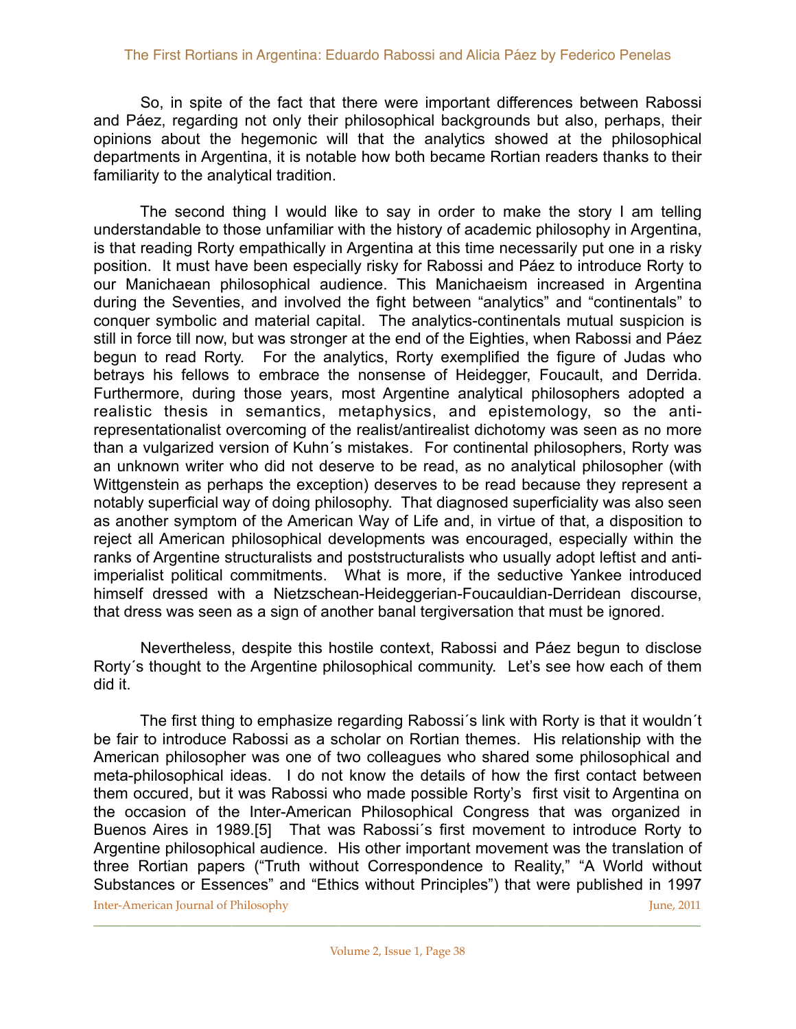So, in spite of the fact that there were important differences between Rabossi and Páez, regarding not only their philosophical backgrounds but also, perhaps, their opinions about the hegemonic will that the analytics showed at the philosophical departments in Argentina, it is notable how both became Rortian readers thanks to their familiarity to the analytical tradition.

The second thing I would like to say in order to make the story I am telling understandable to those unfamiliar with the history of academic philosophy in Argentina, is that reading Rorty empathically in Argentina at this time necessarily put one in a risky position. It must have been especially risky for Rabossi and Páez to introduce Rorty to our Manichaean philosophical audience. This Manichaeism increased in Argentina during the Seventies, and involved the fight between "analytics" and "continentals" to conquer symbolic and material capital. The analytics-continentals mutual suspicion is still in force till now, but was stronger at the end of the Eighties, when Rabossi and Páez begun to read Rorty. For the analytics, Rorty exemplified the figure of Judas who betrays his fellows to embrace the nonsense of Heidegger, Foucault, and Derrida. Furthermore, during those years, most Argentine analytical philosophers adopted a realistic thesis in semantics, metaphysics, and epistemology, so the anti-representationalist overcoming of the realist/antirealist dichotomy was seen as no more than a vulgarized version of Kuhn´s mistakes. For continental philosophers, Rorty was an unknown writer who did not deserve to be read, as no analytical philosopher (with Wittgenstein as perhaps the exception) deserves to be read because they represent a notably superficial way of doing philosophy. That diagnosed superficiality was also seen as another symptom of the American Way of Life and, in virtue of that, a disposition to reject all American philosophical developments was encouraged, especially within the ranks of Argentine structuralists and poststructuralists who usually adopt leftist and anti-imperialist political commitments. What is more, if the seductive Yankee introduced himself dressed with a Nietzschean-Heideggerian-Foucauldian-Derridean discourse, that dress was seen as a sign of another banal tergiversation that must be ignored.

Nevertheless, despite this hostile context, Rabossi and Páez begun to disclose Rorty´s thought to the Argentine philosophical community. Let's see how each of them did it.

The first thing to emphasize regarding Rabossi´s link with Rorty is that it wouldn´t be fair to introduce Rabossi as a scholar on Rortian themes. His relationship with the American philosopher was one of two colleagues who shared some philosophical and meta-philosophical ideas. I do not know the details of how the first contact between them occured, but it was Rabossi who made possible Rorty's first visit to Argentina on the occasion of the Inter-American Philosophical Congress that was organized in Buenos Aires in 1989.[5] That was Rabossi´s first movement to introduce Rorty to Argentine philosophical audience. His other important movement was the translation of three Rortian papers ("Truth without Correspondence to Reality," "A World without Substances or Essences" and "Ethics without Principles") that were published in 1997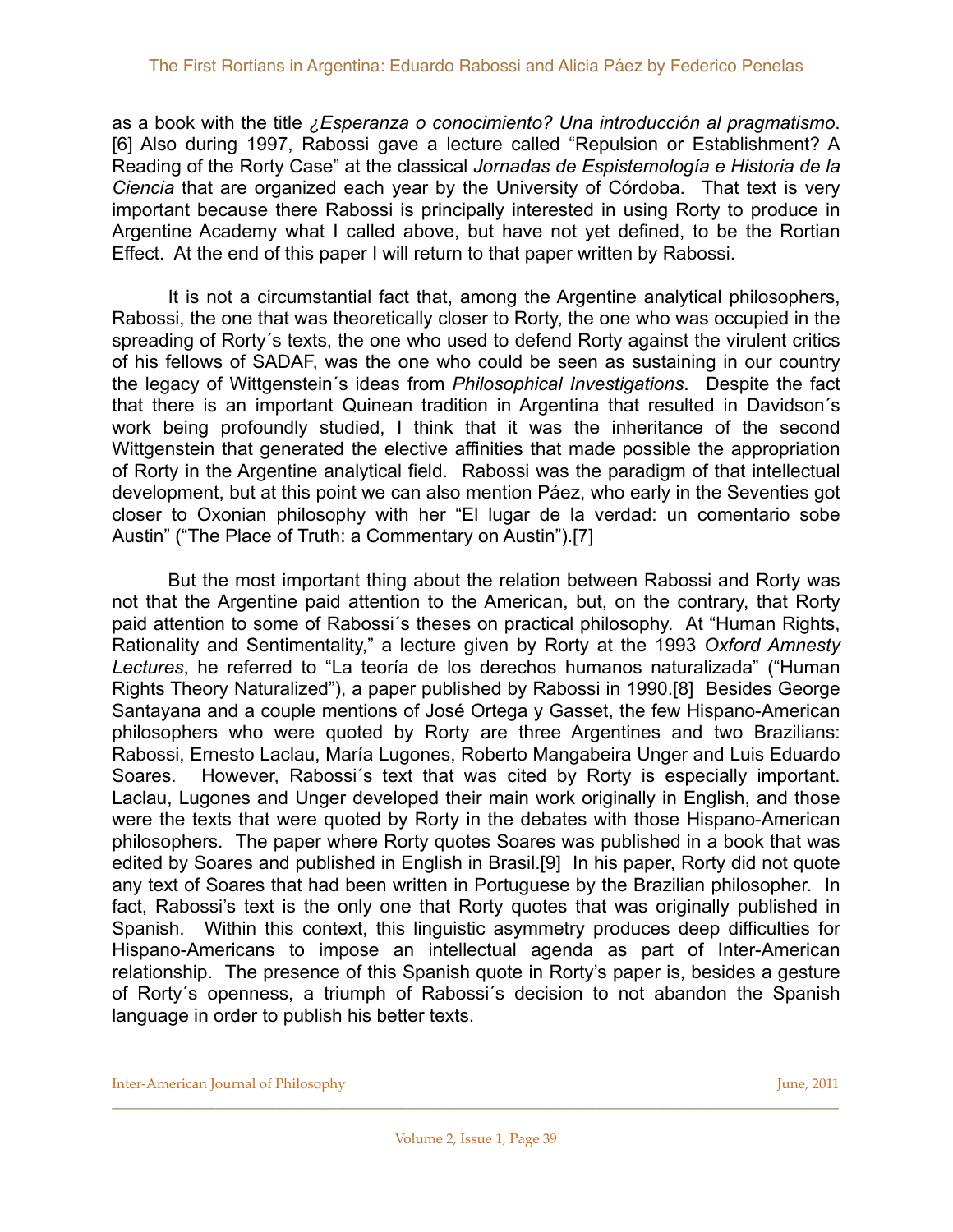as a book with the title *¿Esperanza o conocimiento? Una introducción al pragmatismo*. [6] Also during 1997, Rabossi gave a lecture called "Repulsion or Establishment? A Reading of the Rorty Case" at the classical *Jornadas de Espistemología e Historia de la Ciencia* that are organized each year by the University of Córdoba. That text is very important because there Rabossi is principally interested in using Rorty to produce in Argentine Academy what I called above, but have not yet defined, to be the Rortian Effect. At the end of this paper I will return to that paper written by Rabossi.

It is not a circumstantial fact that, among the Argentine analytical philosophers, Rabossi, the one that was theoretically closer to Rorty, the one who was occupied in the spreading of Rorty´s texts, the one who used to defend Rorty against the virulent critics of his fellows of SADAF, was the one who could be seen as sustaining in our country the legacy of Wittgenstein´s ideas from *Philosophical Investigations*. Despite the fact that there is an important Quinean tradition in Argentina that resulted in Davidson´s work being profoundly studied, I think that it was the inheritance of the second Wittgenstein that generated the elective affinities that made possible the appropriation of Rorty in the Argentine analytical field. Rabossi was the paradigm of that intellectual development, but at this point we can also mention Páez, who early in the Seventies got closer to Oxonian philosophy with her "El lugar de la verdad: un comentario sobe Austin" ("The Place of Truth: a Commentary on Austin").[7]

But the most important thing about the relation between Rabossi and Rorty was not that the Argentine paid attention to the American, but, on the contrary, that Rorty paid attention to some of Rabossi´s theses on practical philosophy. At "Human Rights, Rationality and Sentimentality," a lecture given by Rorty at the 1993 *Oxford Amnesty Lectures*, he referred to "La teoría de los derechos humanos naturalizada" ("Human Rights Theory Naturalized"), a paper published by Rabossi in 1990.[8] Besides George Santayana and a couple mentions of José Ortega y Gasset, the few Hispano-American philosophers who were quoted by Rorty are three Argentines and two Brazilians: Rabossi, Ernesto Laclau, María Lugones, Roberto Mangabeira Unger and Luis Eduardo Soares. However, Rabossi´s text that was cited by Rorty is especially important. Laclau, Lugones and Unger developed their main work originally in English, and those were the texts that were quoted by Rorty in the debates with those Hispano-American philosophers. The paper where Rorty quotes Soares was published in a book that was edited by Soares and published in English in Brasil.[9] In his paper, Rorty did not quote any text of Soares that had been written in Portuguese by the Brazilian philosopher. In fact, Rabossi's text is the only one that Rorty quotes that was originally published in Spanish. Within this context, this linguistic asymmetry produces deep difficulties for Hispano-Americans to impose an intellectual agenda as part of Inter-American relationship. The presence of this Spanish quote in Rorty's paper is, besides a gesture of Rorty´s openness, a triumph of Rabossi´s decision to not abandon the Spanish language in order to publish his better texts.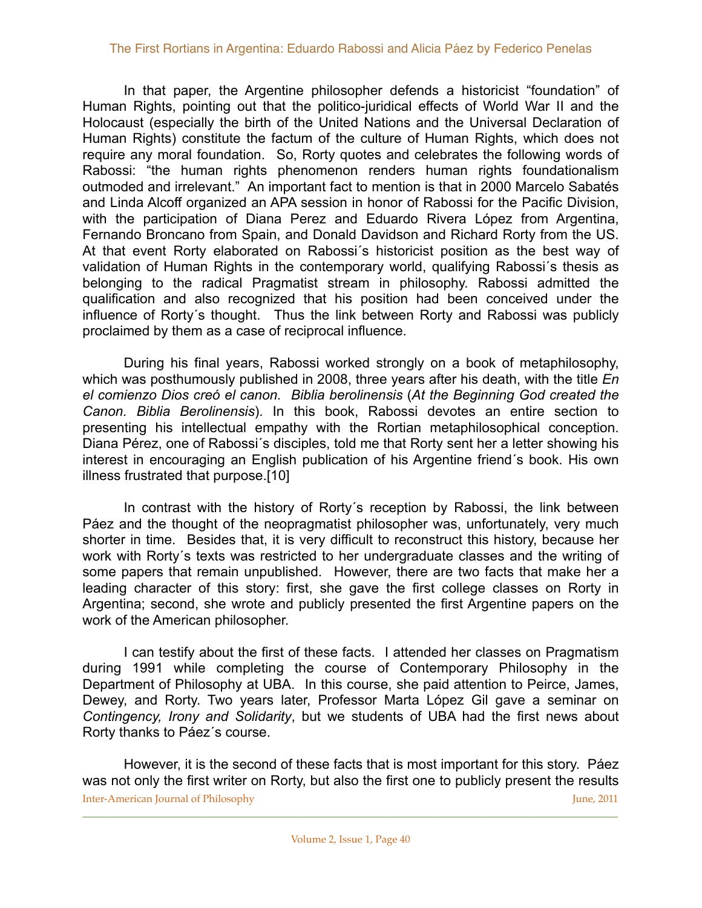In that paper, the Argentine philosopher defends a historicist "foundation" of Human Rights, pointing out that the politico-juridical effects of World War II and the Holocaust (especially the birth of the United Nations and the Universal Declaration of Human Rights) constitute the factum of the culture of Human Rights, which does not require any moral foundation. So, Rorty quotes and celebrates the following words of Rabossi: "the human rights phenomenon renders human rights foundationalism outmoded and irrelevant." An important fact to mention is that in 2000 Marcelo Sabatés and Linda Alcoff organized an APA session in honor of Rabossi for the Pacific Division, with the participation of Diana Perez and Eduardo Rivera López from Argentina, Fernando Broncano from Spain, and Donald Davidson and Richard Rorty from the US. At that event Rorty elaborated on Rabossi´s historicist position as the best way of validation of Human Rights in the contemporary world, qualifying Rabossi´s thesis as belonging to the radical Pragmatist stream in philosophy. Rabossi admitted the qualification and also recognized that his position had been conceived under the influence of Rorty´s thought. Thus the link between Rorty and Rabossi was publicly proclaimed by them as a case of reciprocal influence.

During his final years, Rabossi worked strongly on a book of metaphilosophy, which was posthumously published in 2008, three years after his death, with the title *En el comienzo Dios creó el canon. Biblia berolinensis* (*At the Beginning God created the Canon. Biblia Berolinensis*). In this book, Rabossi devotes an entire section to presenting his intellectual empathy with the Rortian metaphilosophical conception. Diana Pérez, one of Rabossi´s disciples, told me that Rorty sent her a letter showing his interest in encouraging an English publication of his Argentine friend´s book. His own illness frustrated that purpose.[10]

In contrast with the history of Rorty´s reception by Rabossi, the link between Páez and the thought of the neopragmatist philosopher was, unfortunately, very much shorter in time. Besides that, it is very difficult to reconstruct this history, because her work with Rorty´s texts was restricted to her undergraduate classes and the writing of some papers that remain unpublished. However, there are two facts that make her a leading character of this story: first, she gave the first college classes on Rorty in Argentina; second, she wrote and publicly presented the first Argentine papers on the work of the American philosopher.

I can testify about the first of these facts. I attended her classes on Pragmatism during 1991 while completing the course of Contemporary Philosophy in the Department of Philosophy at UBA. In this course, she paid attention to Peirce, James, Dewey, and Rorty. Two years later, Professor Marta López Gil gave a seminar on *Contingency, Irony and Solidarity*, but we students of UBA had the first news about Rorty thanks to Páez´s course.

However, it is the second of these facts that is most important for this story. Páez was not only the first writer on Rorty, but also the first one to publicly present the results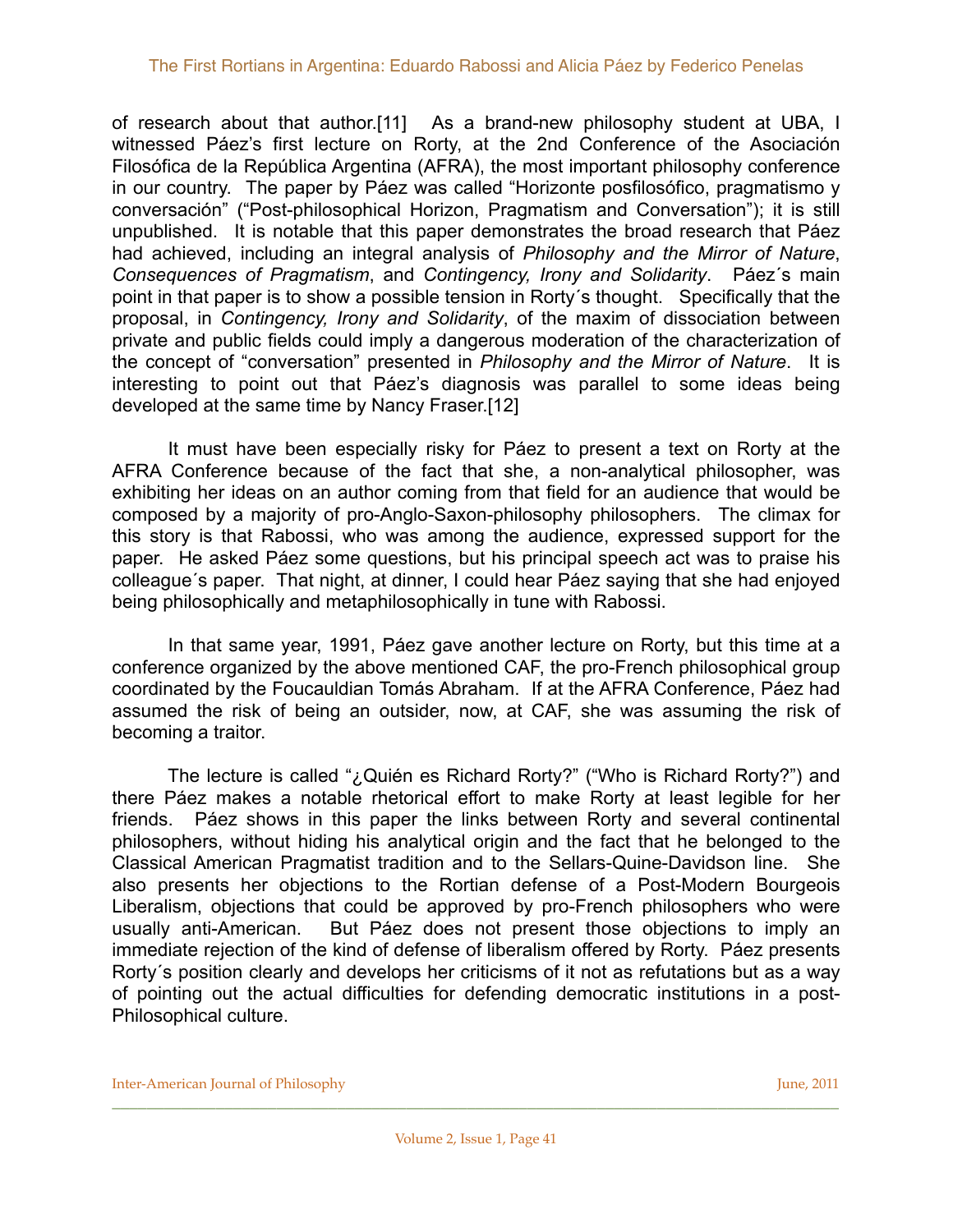of research about that author.[11] As a brand-new philosophy student at UBA, I witnessed Páez's first lecture on Rorty, at the 2nd Conference of the Asociación Filosófica de la República Argentina (AFRA), the most important philosophy conference in our country. The paper by Páez was called "Horizonte posfilosófico, pragmatismo y conversación" ("Post-philosophical Horizon, Pragmatism and Conversation"); it is still unpublished. It is notable that this paper demonstrates the broad research that Páez had achieved, including an integral analysis of *Philosophy and the Mirror of Nature*, *Consequences of Pragmatism*, and *Contingency, Irony and Solidarity*. Páez´s main point in that paper is to show a possible tension in Rorty´s thought. Specifically that the proposal, in *Contingency, Irony and Solidarity*, of the maxim of dissociation between private and public fields could imply a dangerous moderation of the characterization of the concept of "conversation" presented in *Philosophy and the Mirror of Nature*. It is interesting to point out that Páez's diagnosis was parallel to some ideas being developed at the same time by Nancy Fraser.[12]

It must have been especially risky for Páez to present a text on Rorty at the AFRA Conference because of the fact that she, a non-analytical philosopher, was exhibiting her ideas on an author coming from that field for an audience that would be composed by a majority of pro-Anglo-Saxon-philosophy philosophers. The climax for this story is that Rabossi, who was among the audience, expressed support for the paper. He asked Páez some questions, but his principal speech act was to praise his colleague´s paper. That night, at dinner, I could hear Páez saying that she had enjoyed being philosophically and metaphilosophically in tune with Rabossi.

In that same year, 1991, Páez gave another lecture on Rorty, but this time at a conference organized by the above mentioned CAF, the pro-French philosophical group coordinated by the Foucauldian Tomás Abraham. If at the AFRA Conference, Páez had assumed the risk of being an outsider, now, at CAF, she was assuming the risk of becoming a traitor.

The lecture is called "¿Quién es Richard Rorty?" ("Who is Richard Rorty?") and there Páez makes a notable rhetorical effort to make Rorty at least legible for her friends. Páez shows in this paper the links between Rorty and several continental philosophers, without hiding his analytical origin and the fact that he belonged to the Classical American Pragmatist tradition and to the Sellars-Quine-Davidson line. She also presents her objections to the Rortian defense of a Post-Modern Bourgeois Liberalism, objections that could be approved by pro-French philosophers who were usually anti-American. But Páez does not present those objections to imply an immediate rejection of the kind of defense of liberalism offered by Rorty. Páez presents Rorty´s position clearly and develops her criticisms of it not as refutations but as a way of pointing out the actual difficulties for defending democratic institutions in a post-Philosophical culture.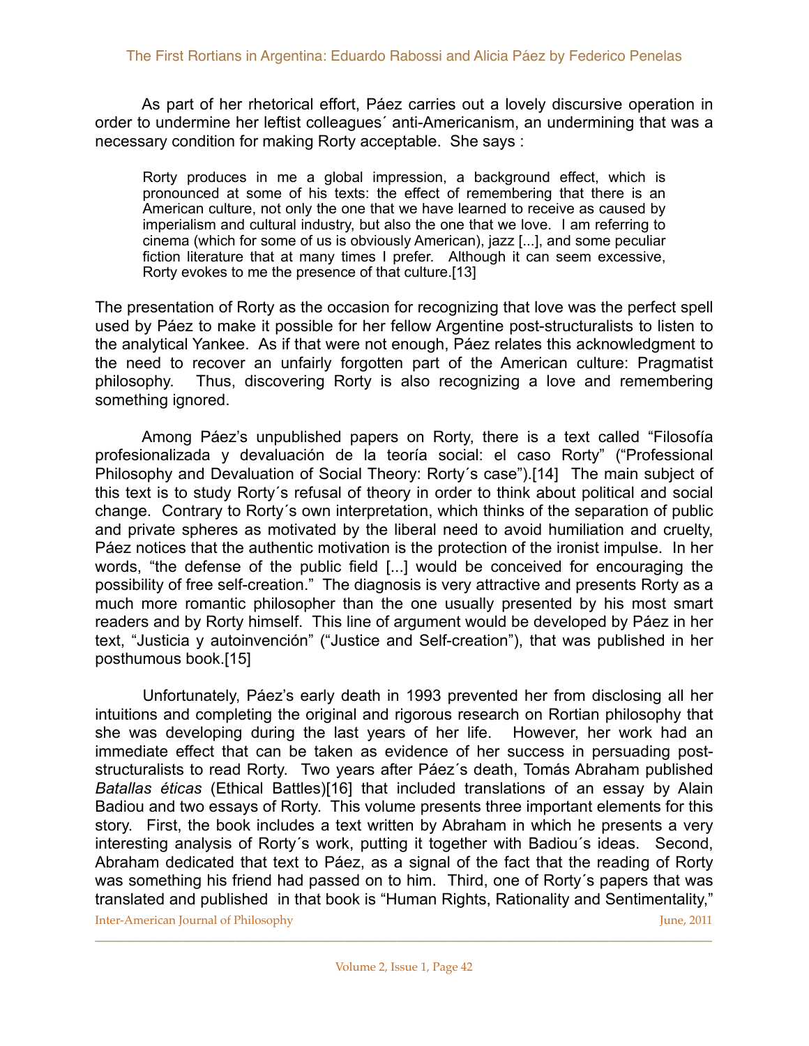As part of her rhetorical effort, Páez carries out a lovely discursive operation in order to undermine her leftist colleagues´ anti-Americanism, an undermining that was a necessary condition for making Rorty acceptable. She says :

> Rorty produces in me a global impression, a background effect, which is pronounced at some of his texts: the effect of remembering that there is an American culture, not only the one that we have learned to receive as caused by imperialism and cultural industry, but also the one that we love. I am referring to cinema (which for some of us is obviously American), jazz [...], and some peculiar fiction literature that at many times I prefer. Although it can seem excessive, Rorty evokes to me the presence of that culture.[13]

The presentation of Rorty as the occasion for recognizing that love was the perfect spell used by Páez to make it possible for her fellow Argentine post-structuralists to listen to the analytical Yankee. As if that were not enough, Páez relates this acknowledgment to the need to recover an unfairly forgotten part of the American culture: Pragmatist philosophy. Thus, discovering Rorty is also recognizing a love and remembering something ignored.

Among Páez's unpublished papers on Rorty, there is a text called "Filosofía profesionalizada y devaluación de la teoría social: el caso Rorty" ("Professional Philosophy and Devaluation of Social Theory: Rorty´s case").[14] The main subject of this text is to study Rorty´s refusal of theory in order to think about political and social change. Contrary to Rorty´s own interpretation, which thinks of the separation of public and private spheres as motivated by the liberal need to avoid humiliation and cruelty, Páez notices that the authentic motivation is the protection of the ironist impulse. In her words, "the defense of the public field [...] would be conceived for encouraging the possibility of free self-creation." The diagnosis is very attractive and presents Rorty as a much more romantic philosopher than the one usually presented by his most smart readers and by Rorty himself. This line of argument would be developed by Páez in her text, "Justicia y autoinvención" ("Justice and Self-creation"), that was published in her posthumous book.[15]

Unfortunately, Páez's early death in 1993 prevented her from disclosing all her intuitions and completing the original and rigorous research on Rortian philosophy that she was developing during the last years of her life. However, her work had an immediate effect that can be taken as evidence of her success in persuading post-structuralists to read Rorty. Two years after Páez´s death, Tomás Abraham published *Batallas éticas* (Ethical Battles)[16] that included translations of an essay by Alain Badiou and two essays of Rorty. This volume presents three important elements for this story. First, the book includes a text written by Abraham in which he presents a very interesting analysis of Rorty´s work, putting it together with Badiou´s ideas. Second, Abraham dedicated that text to Páez, as a signal of the fact that the reading of Rorty was something his friend had passed on to him. Third, one of Rorty´s papers that was translated and published in that book is "Human Rights, Rationality and Sentimentality,"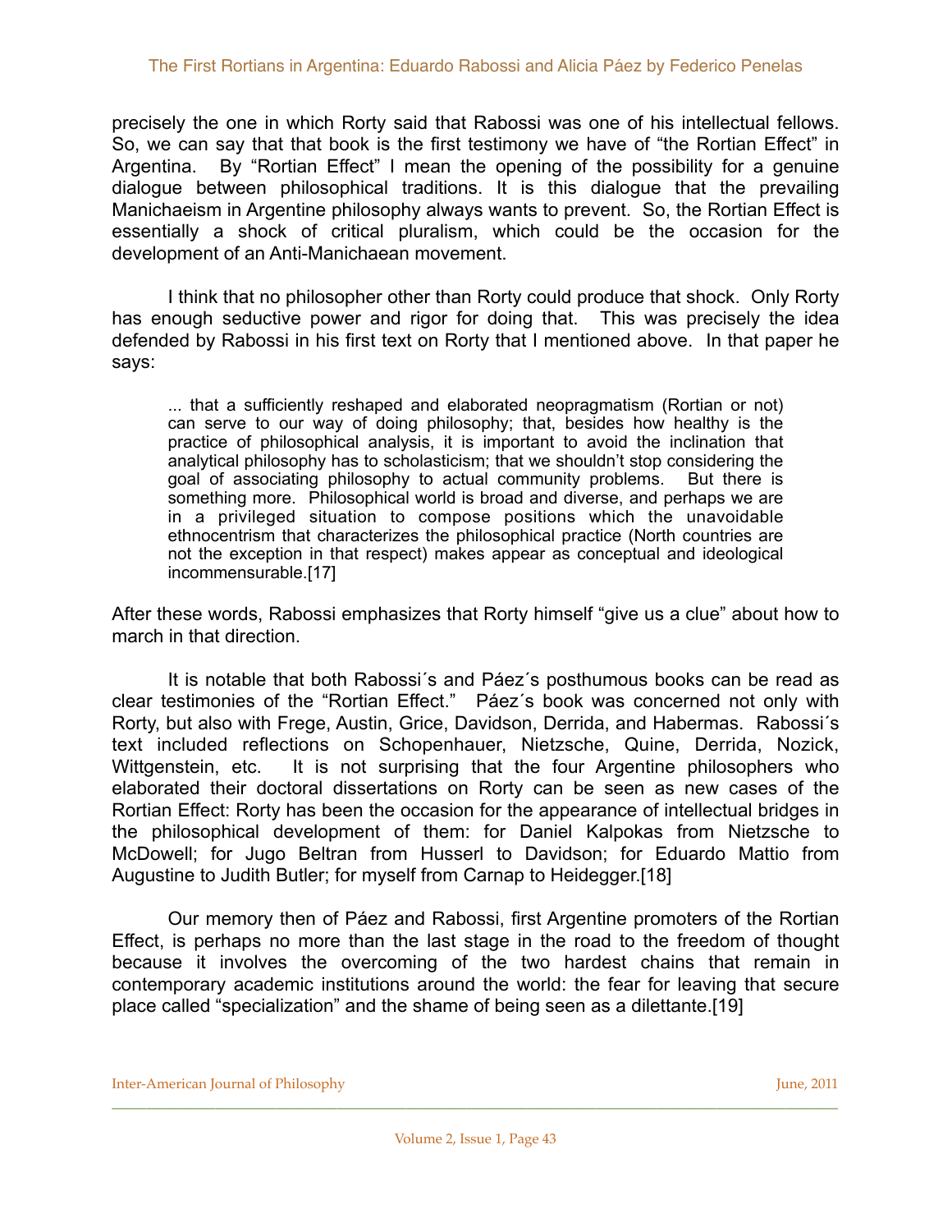precisely the one in which Rorty said that Rabossi was one of his intellectual fellows. So, we can say that that book is the first testimony we have of "the Rortian Effect" in Argentina. By "Rortian Effect" I mean the opening of the possibility for a genuine dialogue between philosophical traditions. It is this dialogue that the prevailing Manichaeism in Argentine philosophy always wants to prevent. So, the Rortian Effect is essentially a shock of critical pluralism, which could be the occasion for the development of an Anti-Manichaean movement.

I think that no philosopher other than Rorty could produce that shock. Only Rorty has enough seductive power and rigor for doing that. This was precisely the idea defended by Rabossi in his first text on Rorty that I mentioned above. In that paper he says:

> ... that a sufficiently reshaped and elaborated neopragmatism (Rortian or not) can serve to our way of doing philosophy; that, besides how healthy is the practice of philosophical analysis, it is important to avoid the inclination that analytical philosophy has to scholasticism; that we shouldn't stop considering the goal of associating philosophy to actual community problems. But there is something more. Philosophical world is broad and diverse, and perhaps we are in a privileged situation to compose positions which the unavoidable ethnocentrism that characterizes the philosophical practice (North countries are not the exception in that respect) makes appear as conceptual and ideological incommensurable.[17]

After these words, Rabossi emphasizes that Rorty himself "give us a clue" about how to march in that direction.

It is notable that both Rabossi´s and Páez´s posthumous books can be read as clear testimonies of the "Rortian Effect." Páez´s book was concerned not only with Rorty, but also with Frege, Austin, Grice, Davidson, Derrida, and Habermas. Rabossi´s text included reflections on Schopenhauer, Nietzsche, Quine, Derrida, Nozick, Wittgenstein, etc. It is not surprising that the four Argentine philosophers who elaborated their doctoral dissertations on Rorty can be seen as new cases of the Rortian Effect: Rorty has been the occasion for the appearance of intellectual bridges in the philosophical development of them: for Daniel Kalpokas from Nietzsche to McDowell; for Jugo Beltran from Husserl to Davidson; for Eduardo Mattio from Augustine to Judith Butler; for myself from Carnap to Heidegger.[18]

Our memory then of Páez and Rabossi, first Argentine promoters of the Rortian Effect, is perhaps no more than the last stage in the road to the freedom of thought because it involves the overcoming of the two hardest chains that remain in contemporary academic institutions around the world: the fear for leaving that secure place called "specialization" and the shame of being seen as a dilettante.[19]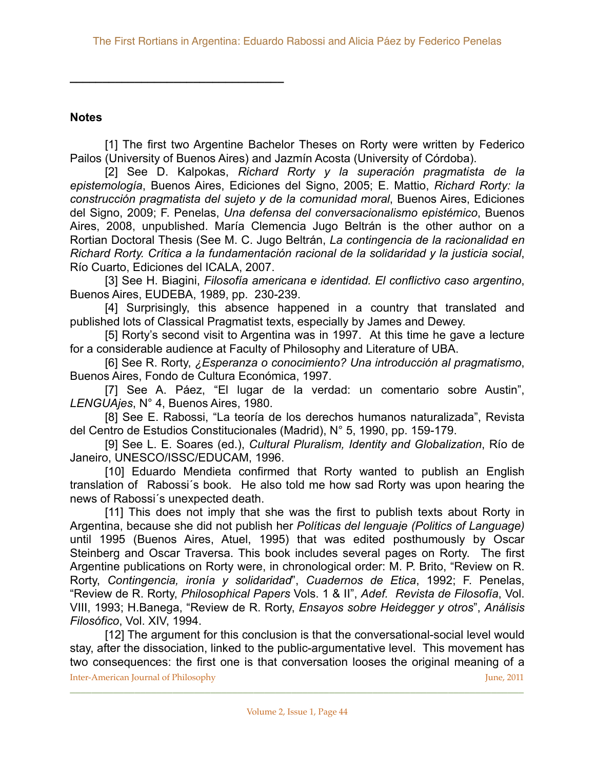## Notes

[1] The first two Argentine Bachelor Theses on Rorty were written by Federico Pailos (University of Buenos Aires) and Jazmín Acosta (University of Córdoba).

[2] See D. Kalpokas, *Richard Rorty y la superación pragmatista de la epistemología*, Buenos Aires, Ediciones del Signo, 2005; E. Mattio, *Richard Rorty: la construcción pragmatista del sujeto y de la comunidad moral*, Buenos Aires, Ediciones del Signo, 2009; F. Penelas, *Una defensa del conversacionalismo epistémico*, Buenos Aires, 2008, unpublished. María Clemencia Jugo Beltrán is the other author on a Rortian Doctoral Thesis (See M. C. Jugo Beltrán, *La contingencia de la racionalidad en Richard Rorty. Crítica a la fundamentación racional de la solidaridad y la justicia social*, Río Cuarto, Ediciones del ICALA, 2007.

[3] See H. Biagini, *Filosofía americana e identidad. El conflictivo caso argentino*, Buenos Aires, EUDEBA, 1989, pp. 230-239.

[4] Surprisingly, this absence happened in a country that translated and published lots of Classical Pragmatist texts, especially by James and Dewey.

[5] Rorty's second visit to Argentina was in 1997. At this time he gave a lecture for a considerable audience at Faculty of Philosophy and Literature of UBA.

[6] See R. Rorty, *¿Esperanza o conocimiento? Una introducción al pragmatismo*, Buenos Aires, Fondo de Cultura Económica, 1997.

[7] See A. Páez, "El lugar de la verdad: un comentario sobre Austin", *LENGUAjes*, N° 4, Buenos Aires, 1980.

[8] See E. Rabossi, "La teoría de los derechos humanos naturalizada", Revista del Centro de Estudios Constitucionales (Madrid), N° 5, 1990, pp. 159-179.

[9] See L. E. Soares (ed.), *Cultural Pluralism, Identity and Globalization*, Río de Janeiro, UNESCO/ISSC/EDUCAM, 1996.

[10] Eduardo Mendieta confirmed that Rorty wanted to publish an English translation of Rabossi´s book. He also told me how sad Rorty was upon hearing the news of Rabossi´s unexpected death.

[11] This does not imply that she was the first to publish texts about Rorty in Argentina, because she did not publish her *Políticas del lenguaje (Politics of Language)* until 1995 (Buenos Aires, Atuel, 1995) that was edited posthumously by Oscar Steinberg and Oscar Traversa. This book includes several pages on Rorty. The first Argentine publications on Rorty were, in chronological order: M. P. Brito, "Review on R. Rorty, *Contingencia, ironía y solidaridad*", *Cuadernos de Etica*, 1992; F. Penelas, "Review de R. Rorty, *Philosophical Papers* Vols. 1 & II", *Adef. Revista de Filosofía*, Vol. VIII, 1993; H.Banega, "Review de R. Rorty, *Ensayos sobre Heidegger y otros*", *Análisis Filosófico*, Vol. XIV, 1994.

[12] The argument for this conclusion is that the conversational-social level would stay, after the dissociation, linked to the public-argumentative level. This movement has two consequences: the first one is that conversation looses the original meaning of a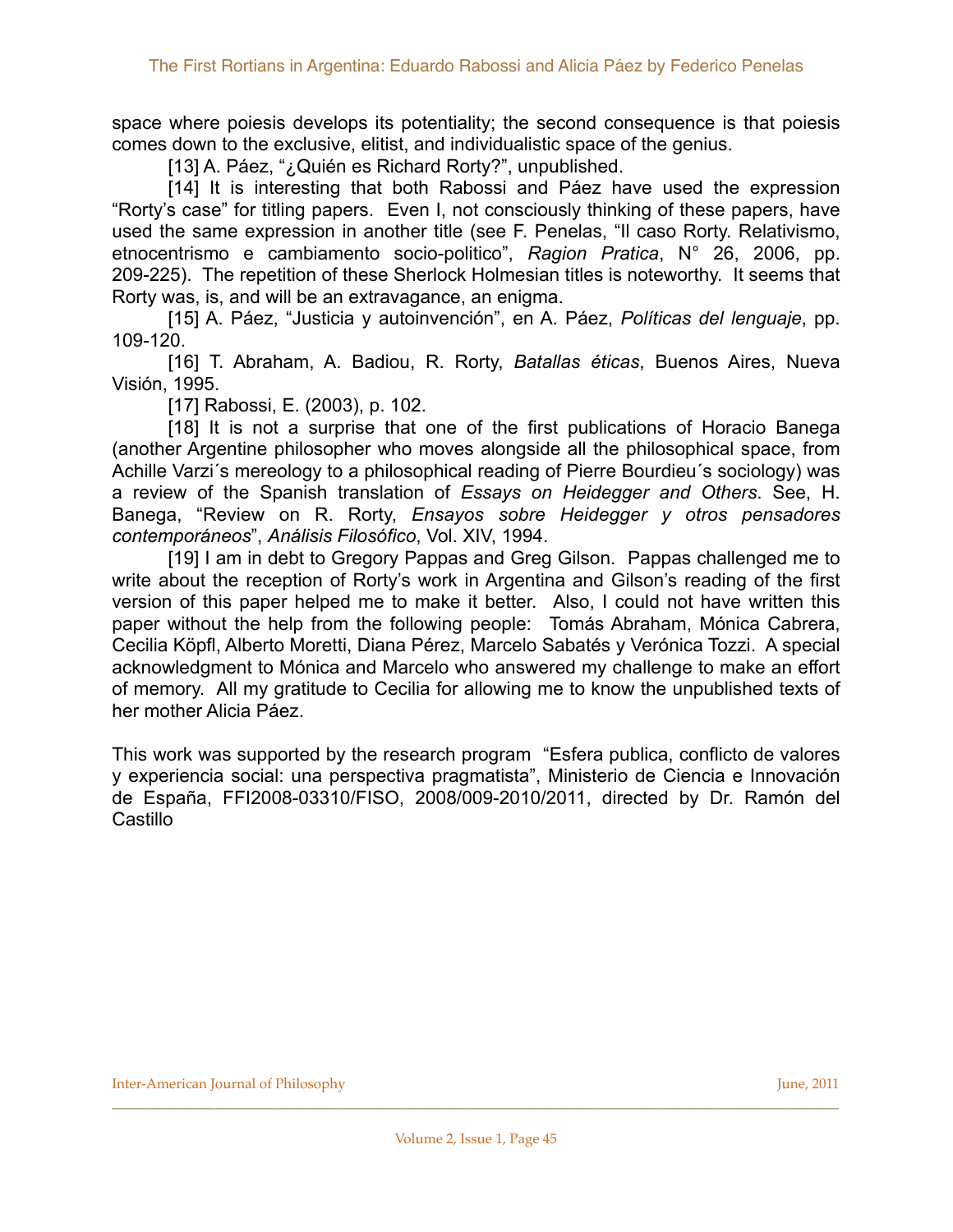space where poiesis develops its potentiality; the second consequence is that poiesis comes down to the exclusive, elitist, and individualistic space of the genius.

[13] A. Páez, "¿Quién es Richard Rorty?", unpublished.

[14] It is interesting that both Rabossi and Páez have used the expression "Rorty's case" for titling papers. Even I, not consciously thinking of these papers, have used the same expression in another title (see F. Penelas, "Il caso Rorty. Relativismo, etnocentrismo e cambiamento socio-politico", *Ragion Pratica*, N° 26, 2006, pp. 209-225). The repetition of these Sherlock Holmesian titles is noteworthy. It seems that Rorty was, is, and will be an extravagance, an enigma.

[15] A. Páez, "Justicia y autoinvención", en A. Páez, *Políticas del lenguaje*, pp. 109-120.

[16] T. Abraham, A. Badiou, R. Rorty, *Batallas éticas*, Buenos Aires, Nueva Visión, 1995.

[17] Rabossi, E. (2003), p. 102.

[18] It is not a surprise that one of the first publications of Horacio Banega (another Argentine philosopher who moves alongside all the philosophical space, from Achille Varzi´s mereology to a philosophical reading of Pierre Bourdieu´s sociology) was a review of the Spanish translation of *Essays on Heidegger and Others*. See, H. Banega, "Review on R. Rorty, *Ensayos sobre Heidegger y otros pensadores contemporáneos*", *Análisis Filosófico*, Vol. XIV, 1994.

[19] I am in debt to Gregory Pappas and Greg Gilson. Pappas challenged me to write about the reception of Rorty's work in Argentina and Gilson's reading of the first version of this paper helped me to make it better. Also, I could not have written this paper without the help from the following people: Tomás Abraham, Mónica Cabrera, Cecilia Köpfl, Alberto Moretti, Diana Pérez, Marcelo Sabatés y Verónica Tozzi. A special acknowledgment to Mónica and Marcelo who answered my challenge to make an effort of memory. All my gratitude to Cecilia for allowing me to know the unpublished texts of her mother Alicia Páez.

This work was supported by the research program "Esfera publica, conflicto de valores y experiencia social: una perspectiva pragmatista", Ministerio de Ciencia e Innovación de España, FFI2008-03310/FISO, 2008/009-2010/2011, directed by Dr. Ramón del Castillo